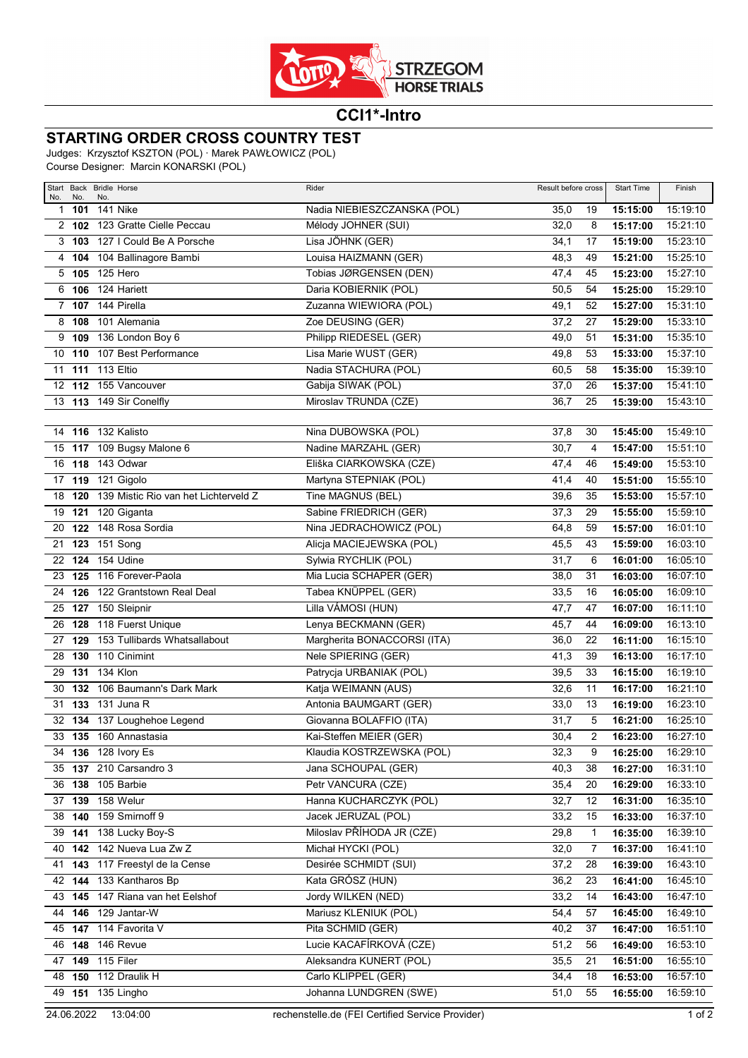# CCI1*-Intro

## STARTING ORDER CROSS COUNTRY TEST

Judges: Krzysztof KSZTON (POL) · Marek PAWŁOWICZ (POL)
Course Designer: Marcin KONARSKI (POL)

| Start No. | Back No. | Bridle No. | Horse | Rider | Result before cross | | Start Time | Finish |
|---|---|---|---|---|---|---|---|---|
| 1 | **101** | 141 | Nike | Nadia NIEBIESZCZANSKA (POL) | 35,0 | 19 | **15:15:00** | 15:19:10 |
| 2 | **102** | 123 | Gratte Cielle Peccau | Mélody JOHNER (SUI) | 32,0 | 8 | **15:17:00** | 15:21:10 |
| 3 | **103** | 127 | I Could Be A Porsche | Lisa JÖHNK (GER) | 34,1 | 17 | **15:19:00** | 15:23:10 |
| 4 | **104** | 104 | Ballinagore Bambi | Louisa HAIZMANN (GER) | 48,3 | 49 | **15:21:00** | 15:25:10 |
| 5 | **105** | 125 | Hero | Tobias JØRGENSEN (DEN) | 47,4 | 45 | **15:23:00** | 15:27:10 |
| 6 | **106** | 124 | Hariett | Daria KOBIERNIK (POL) | 50,5 | 54 | **15:25:00** | 15:29:10 |
| 7 | **107** | 144 | Pirella | Zuzanna WIEWIORA (POL) | 49,1 | 52 | **15:27:00** | 15:31:10 |
| 8 | **108** | 101 | Alemania | Zoe DEUSING (GER) | 37,2 | 27 | **15:29:00** | 15:33:10 |
| 9 | **109** | 136 | London Boy 6 | Philipp RIEDESEL (GER) | 49,0 | 51 | **15:31:00** | 15:35:10 |
| 10 | **110** | 107 | Best Performance | Lisa Marie WUST (GER) | 49,8 | 53 | **15:33:00** | 15:37:10 |
| 11 | **111** | 113 | Eltio | Nadia STACHURA (POL) | 60,5 | 58 | **15:35:00** | 15:39:10 |
| 12 | **112** | 155 | Vancouver | Gabija SIWAK (POL) | 37,0 | 26 | **15:37:00** | 15:41:10 |
| 13 | **113** | 149 | Sir Conelfly | Miroslav TRUNDA (CZE) | 36,7 | 25 | **15:39:00** | 15:43:10 |
| 14 | **116** | 132 | Kalisto | Nina DUBOWSKA (POL) | 37,8 | 30 | **15:45:00** | 15:49:10 |
| 15 | **117** | 109 | Bugsy Malone 6 | Nadine MARZAHL (GER) | 30,7 | 4 | **15:47:00** | 15:51:10 |
| 16 | **118** | 143 | Odwar | Eliška CIARKOWSKA (CZE) | 47,4 | 46 | **15:49:00** | 15:53:10 |
| 17 | **119** | 121 | Gigolo | Martyna STEPNIAK (POL) | 41,4 | 40 | **15:51:00** | 15:55:10 |
| 18 | **120** | 139 | Mistic Rio van het Lichterveld Z | Tine MAGNUS (BEL) | 39,6 | 35 | **15:53:00** | 15:57:10 |
| 19 | **121** | 120 | Giganta | Sabine FRIEDRICH (GER) | 37,3 | 29 | **15:55:00** | 15:59:10 |
| 20 | **122** | 148 | Rosa Sordia | Nina JEDRACHOWICZ (POL) | 64,8 | 59 | **15:57:00** | 16:01:10 |
| 21 | **123** | 151 | Song | Alicja MACIEJEWSKA (POL) | 45,5 | 43 | **15:59:00** | 16:03:10 |
| 22 | **124** | 154 | Udine | Sylwia RYCHLIK (POL) | 31,7 | 6 | **16:01:00** | 16:05:10 |
| 23 | **125** | 116 | Forever-Paola | Mia Lucia SCHAPER (GER) | 38,0 | 31 | **16:03:00** | 16:07:10 |
| 24 | **126** | 122 | Grantstown Real Deal | Tabea KNÜPPEL (GER) | 33,5 | 16 | **16:05:00** | 16:09:10 |
| 25 | **127** | 150 | Sleipnir | Lilla VÁMOSI (HUN) | 47,7 | 47 | **16:07:00** | 16:11:10 |
| 26 | **128** | 118 | Fuerst Unique | Lenya BECKMANN (GER) | 45,7 | 44 | **16:09:00** | 16:13:10 |
| 27 | **129** | 153 | Tullibards Whatsallabout | Margherita BONACCORSI (ITA) | 36,0 | 22 | **16:11:00** | 16:15:10 |
| 28 | **130** | 110 | Cinimint | Nele SPIERING (GER) | 41,3 | 39 | **16:13:00** | 16:17:10 |
| 29 | **131** | 134 | Klon | Patrycja URBANIAK (POL) | 39,5 | 33 | **16:15:00** | 16:19:10 |
| 30 | **132** | 106 | Baumann's Dark Mark | Katja WEIMANN (AUS) | 32,6 | 11 | **16:17:00** | 16:21:10 |
| 31 | **133** | 131 | Juna R | Antonia BAUMGART (GER) | 33,0 | 13 | **16:19:00** | 16:23:10 |
| 32 | **134** | 137 | Loughehoe Legend | Giovanna BOLAFFIO (ITA) | 31,7 | 5 | **16:21:00** | 16:25:10 |
| 33 | **135** | 160 | Annastasia | Kai-Steffen MEIER (GER) | 30,4 | 2 | **16:23:00** | 16:27:10 |
| 34 | **136** | 128 | Ivory Es | Klaudia KOSTRZEWSKA (POL) | 32,3 | 9 | **16:25:00** | 16:29:10 |
| 35 | **137** | 210 | Carsandro 3 | Jana SCHOUPAL (GER) | 40,3 | 38 | **16:27:00** | 16:31:10 |
| 36 | **138** | 105 | Barbie | Petr VANCURA (CZE) | 35,4 | 20 | **16:29:00** | 16:33:10 |
| 37 | **139** | 158 | Welur | Hanna KUCHARCZYK (POL) | 32,7 | 12 | **16:31:00** | 16:35:10 |
| 38 | **140** | 159 | Smirnoff 9 | Jacek JERUZAL (POL) | 33,2 | 15 | **16:33:00** | 16:37:10 |
| 39 | **141** | 138 | Lucky Boy-S | Miloslav PŘÍHODA JR (CZE) | 29,8 | 1 | **16:35:00** | 16:39:10 |
| 40 | **142** | 142 | Nueva Lua Zw Z | Michał HYCKI (POL) | 32,0 | 7 | **16:37:00** | 16:41:10 |
| 41 | **143** | 117 | Freestyl de la Cense | Desirée SCHMIDT (SUI) | 37,2 | 28 | **16:39:00** | 16:43:10 |
| 42 | **144** | 133 | Kantharos Bp | Kata GRÓSZ (HUN) | 36,2 | 23 | **16:41:00** | 16:45:10 |
| 43 | **145** | 147 | Riana van het Eelshof | Jordy WILKEN (NED) | 33,2 | 14 | **16:43:00** | 16:47:10 |
| 44 | **146** | 129 | Jantar-W | Mariusz KLENIUK (POL) | 54,4 | 57 | **16:45:00** | 16:49:10 |
| 45 | **147** | 114 | Favorita V | Pita SCHMID (GER) | 40,2 | 37 | **16:47:00** | 16:51:10 |
| 46 | **148** | 146 | Revue | Lucie KACAFÍRKOVÁ (CZE) | 51,2 | 56 | **16:49:00** | 16:53:10 |
| 47 | **149** | 115 | Filer | Aleksandra KUNERT (POL) | 35,5 | 21 | **16:51:00** | 16:55:10 |
| 48 | **150** | 112 | Draulik H | Carlo KLIPPEL (GER) | 34,4 | 18 | **16:53:00** | 16:57:10 |
| 49 | **151** | 135 | Lingho | Johanna LUNDGREN (SWE) | 51,0 | 55 | **16:55:00** | 16:59:10 |

24.06.2022 13:04:00 rechenstelle.de (FEI Certified Service Provider)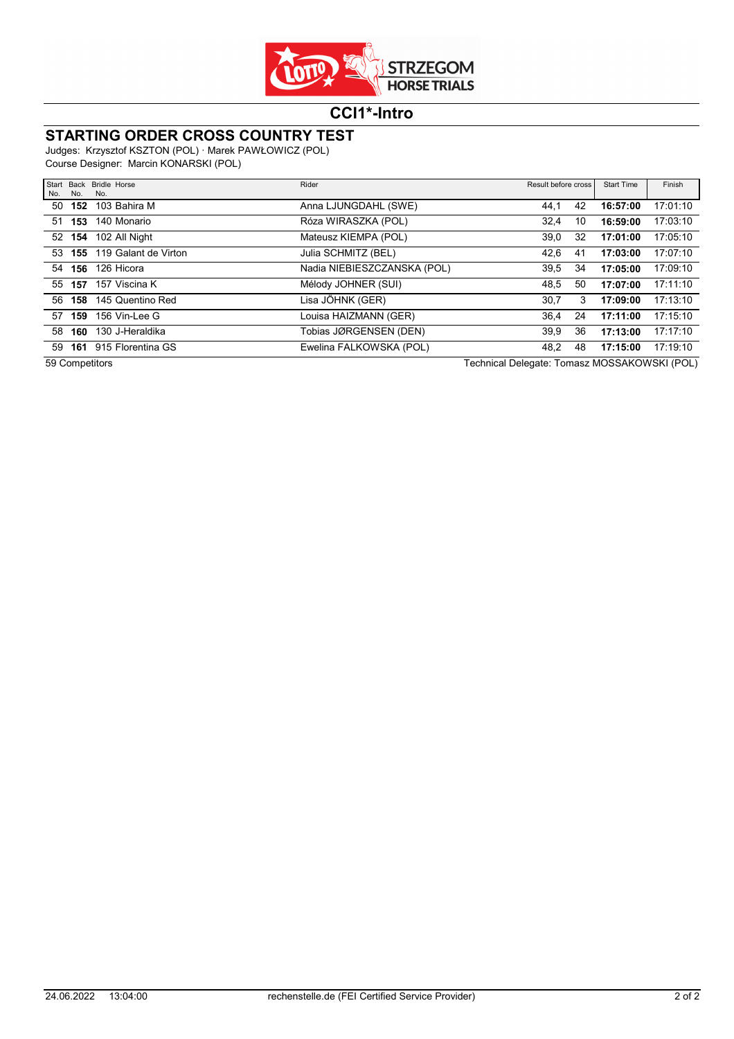# CCI1*-Intro

## STARTING ORDER CROSS COUNTRY TEST

Judges: Krzysztof KSZTON (POL) · Marek PAWŁOWICZ (POL)
Course Designer: Marcin KONARSKI (POL)

| Start No. | Back No. | Bridle No. | Horse | Rider | Result before cross | | Start Time | Finish |
|---|---|---|---|---|---|---|---|---|
| 50 | **152** | 103 | Bahira M | Anna LJUNGDAHL (SWE) | 44,1 | 42 | **16:57:00** | 17:01:10 |
| 51 | **153** | 140 | Monario | Róza WIRASZKA (POL) | 32,4 | 10 | **16:59:00** | 17:03:10 |
| 52 | **154** | 102 | All Night | Mateusz KIEMPA (POL) | 39,0 | 32 | **17:01:00** | 17:05:10 |
| 53 | **155** | 119 | Galant de Virton | Julia SCHMITZ (BEL) | 42,6 | 41 | **17:03:00** | 17:07:10 |
| 54 | **156** | 126 | Hicora | Nadia NIEBIESZCZANSKA (POL) | 39,5 | 34 | **17:05:00** | 17:09:10 |
| 55 | **157** | 157 | Viscina K | Mélody JOHNER (SUI) | 48,5 | 50 | **17:07:00** | 17:11:10 |
| 56 | **158** | 145 | Quentino Red | Lisa JÖHNK (GER) | 30,7 | 3 | **17:09:00** | 17:13:10 |
| 57 | **159** | 156 | Vin-Lee G | Louisa HAIZMANN (GER) | 36,4 | 24 | **17:11:00** | 17:15:10 |
| 58 | **160** | 130 | J-Heraldika | Tobias JØRGENSEN (DEN) | 39,9 | 36 | **17:13:00** | 17:17:10 |
| 59 | **161** | 915 | Florentina GS | Ewelina FALKOWSKA (POL) | 48,2 | 48 | **17:15:00** | 17:19:10 |

59 Competitors

Technical Delegate: Tomasz MOSSAKOWSKI (POL)

24.06.2022 13:04:00 rechenstelle.de (FEI Certified Service Provider)